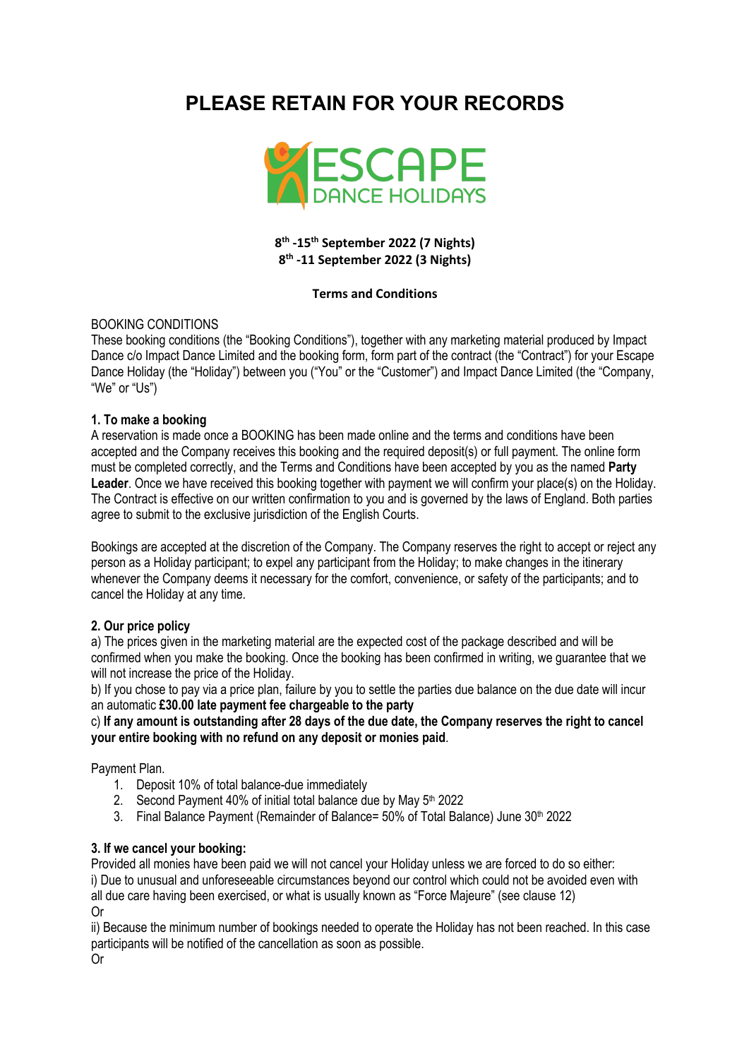# PLEASE RETAIN FOR YOUR RECORDS

ESCAPE DANCE HOLIDAYS

**8th -15th September 2022 (7 Nights)**
**8th -11 September 2022 (3 Nights)**

**Terms and Conditions**

BOOKING CONDITIONS
These booking conditions (the "Booking Conditions"), together with any marketing material produced by Impact Dance c/o Impact Dance Limited and the booking form, form part of the contract (the "Contract") for your Escape Dance Holiday (the "Holiday") between you ("You" or the "Customer") and Impact Dance Limited (the "Company, "We" or "Us")

**1. To make a booking**
A reservation is made once a BOOKING has been made online and the terms and conditions have been accepted and the Company receives this booking and the required deposit(s) or full payment. The online form must be completed correctly, and the Terms and Conditions have been accepted by you as the named **Party Leader**. Once we have received this booking together with payment we will confirm your place(s) on the Holiday. The Contract is effective on our written confirmation to you and is governed by the laws of England. Both parties agree to submit to the exclusive jurisdiction of the English Courts.

Bookings are accepted at the discretion of the Company. The Company reserves the right to accept or reject any person as a Holiday participant; to expel any participant from the Holiday; to make changes in the itinerary whenever the Company deems it necessary for the comfort, convenience, or safety of the participants; and to cancel the Holiday at any time.

**2. Our price policy**
a) The prices given in the marketing material are the expected cost of the package described and will be confirmed when you make the booking. Once the booking has been confirmed in writing, we guarantee that we will not increase the price of the Holiday.
b) If you chose to pay via a price plan, failure by you to settle the parties due balance on the due date will incur an automatic **£30.00 late payment fee chargeable to the party**
c) **If any amount is outstanding after 28 days of the due date, the Company reserves the right to cancel your entire booking with no refund on any deposit or monies paid**.

Payment Plan.

1. Deposit 10% of total balance-due immediately
2. Second Payment 40% of initial total balance due by May 5th 2022
3. Final Balance Payment (Remainder of Balance= 50% of Total Balance) June 30th 2022

**3. If we cancel your booking:**
Provided all monies have been paid we will not cancel your Holiday unless we are forced to do so either:
i) Due to unusual and unforeseeable circumstances beyond our control which could not be avoided even with all due care having been exercised, or what is usually known as "Force Majeure" (see clause 12)
Or
ii) Because the minimum number of bookings needed to operate the Holiday has not been reached. In this case participants will be notified of the cancellation as soon as possible.
Or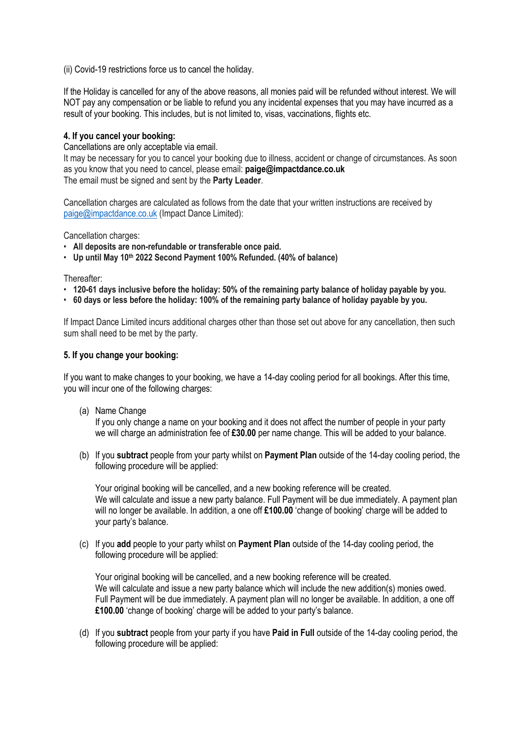(ii) Covid-19 restrictions force us to cancel the holiday.

If the Holiday is cancelled for any of the above reasons, all monies paid will be refunded without interest. We will NOT pay any compensation or be liable to refund you any incidental expenses that you may have incurred as a result of your booking. This includes, but is not limited to, visas, vaccinations, flights etc.

**4. If you cancel your booking:**

Cancellations are only acceptable via email.
It may be necessary for you to cancel your booking due to illness, accident or change of circumstances. As soon as you know that you need to cancel, please email: **paige@impactdance.co.uk**
The email must be signed and sent by the **Party Leader**.

Cancellation charges are calculated as follows from the date that your written instructions are received by paige@impactdance.co.uk (Impact Dance Limited):

Cancellation charges:

- **All deposits are non-refundable or transferable once paid.**
- **Up until May 10th 2022 Second Payment 100% Refunded. (40% of balance)**

Thereafter:

- **120-61 days inclusive before the holiday: 50% of the remaining party balance of holiday payable by you.**
- **60 days or less before the holiday: 100% of the remaining party balance of holiday payable by you.**

If Impact Dance Limited incurs additional charges other than those set out above for any cancellation, then such sum shall need to be met by the party.

**5. If you change your booking:**

If you want to make changes to your booking, we have a 14-day cooling period for all bookings. After this time, you will incur one of the following charges:

(a) Name Change
If you only change a name on your booking and it does not affect the number of people in your party we will charge an administration fee of **£30.00** per name change. This will be added to your balance.

(b) If you **subtract** people from your party whilst on **Payment Plan** outside of the 14-day cooling period, the following procedure will be applied:

Your original booking will be cancelled, and a new booking reference will be created.
We will calculate and issue a new party balance. Full Payment will be due immediately. A payment plan will no longer be available. In addition, a one off **£100.00** 'change of booking' charge will be added to your party's balance.

(c) If you **add** people to your party whilst on **Payment Plan** outside of the 14-day cooling period, the following procedure will be applied:

Your original booking will be cancelled, and a new booking reference will be created.
We will calculate and issue a new party balance which will include the new addition(s) monies owed. Full Payment will be due immediately. A payment plan will no longer be available. In addition, a one off **£100.00** 'change of booking' charge will be added to your party's balance.

(d) If you **subtract** people from your party if you have **Paid in Full** outside of the 14-day cooling period, the following procedure will be applied: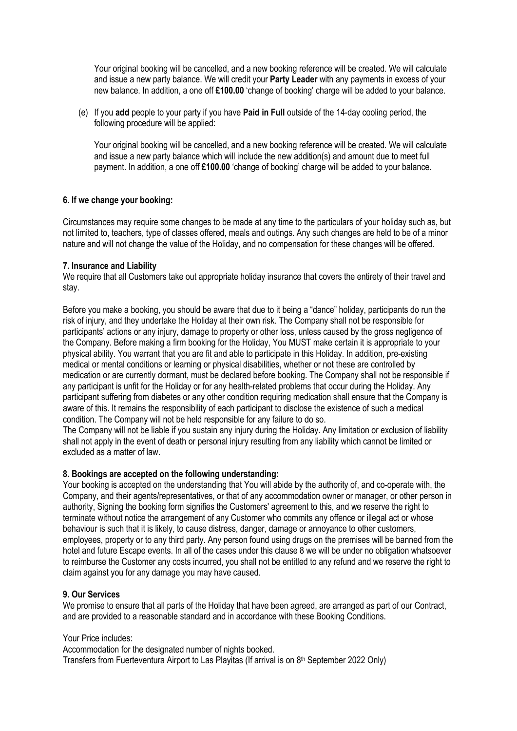Your original booking will be cancelled, and a new booking reference will be created. We will calculate and issue a new party balance. We will credit your **Party Leader** with any payments in excess of your new balance. In addition, a one off **£100.00** 'change of booking' charge will be added to your balance.

(e) If you **add** people to your party if you have **Paid in Full** outside of the 14-day cooling period, the following procedure will be applied:

Your original booking will be cancelled, and a new booking reference will be created. We will calculate and issue a new party balance which will include the new addition(s) and amount due to meet full payment. In addition, a one off **£100.00** 'change of booking' charge will be added to your balance.

**6. If we change your booking:**

Circumstances may require some changes to be made at any time to the particulars of your holiday such as, but not limited to, teachers, type of classes offered, meals and outings. Any such changes are held to be of a minor nature and will not change the value of the Holiday, and no compensation for these changes will be offered.

**7. Insurance and Liability**

We require that all Customers take out appropriate holiday insurance that covers the entirety of their travel and stay.

Before you make a booking, you should be aware that due to it being a "dance" holiday, participants do run the risk of injury, and they undertake the Holiday at their own risk. The Company shall not be responsible for participants' actions or any injury, damage to property or other loss, unless caused by the gross negligence of the Company. Before making a firm booking for the Holiday, You MUST make certain it is appropriate to your physical ability. You warrant that you are fit and able to participate in this Holiday. In addition, pre-existing medical or mental conditions or learning or physical disabilities, whether or not these are controlled by medication or are currently dormant, must be declared before booking. The Company shall not be responsible if any participant is unfit for the Holiday or for any health-related problems that occur during the Holiday. Any participant suffering from diabetes or any other condition requiring medication shall ensure that the Company is aware of this. It remains the responsibility of each participant to disclose the existence of such a medical condition. The Company will not be held responsible for any failure to do so.

The Company will not be liable if you sustain any injury during the Holiday. Any limitation or exclusion of liability shall not apply in the event of death or personal injury resulting from any liability which cannot be limited or excluded as a matter of law.

**8. Bookings are accepted on the following understanding:**

Your booking is accepted on the understanding that You will abide by the authority of, and co-operate with, the Company, and their agents/representatives, or that of any accommodation owner or manager, or other person in authority, Signing the booking form signifies the Customers' agreement to this, and we reserve the right to terminate without notice the arrangement of any Customer who commits any offence or illegal act or whose behaviour is such that it is likely, to cause distress, danger, damage or annoyance to other customers, employees, property or to any third party. Any person found using drugs on the premises will be banned from the hotel and future Escape events. In all of the cases under this clause 8 we will be under no obligation whatsoever to reimburse the Customer any costs incurred, you shall not be entitled to any refund and we reserve the right to claim against you for any damage you may have caused.

**9. Our Services**

We promise to ensure that all parts of the Holiday that have been agreed, are arranged as part of our Contract, and are provided to a reasonable standard and in accordance with these Booking Conditions.

Your Price includes:

Accommodation for the designated number of nights booked.

Transfers from Fuerteventura Airport to Las Playitas (If arrival is on 8th September 2022 Only)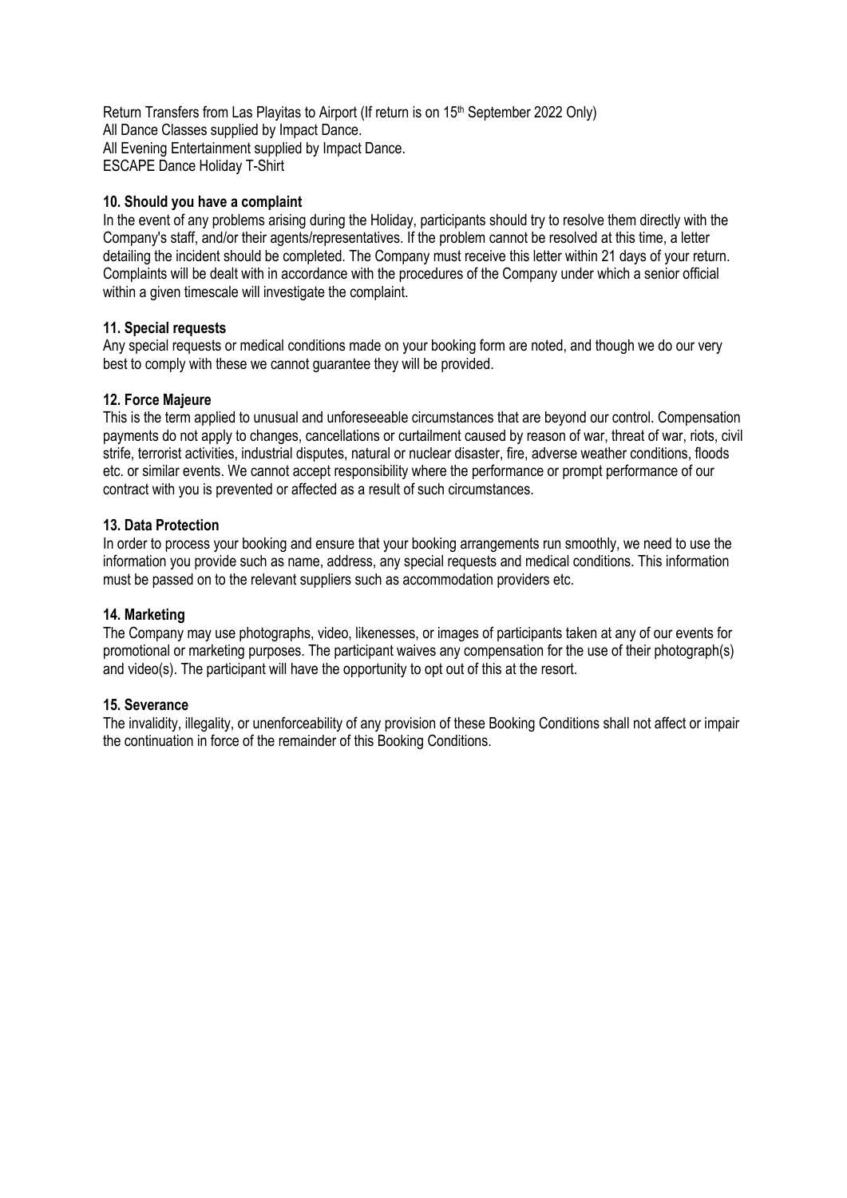Return Transfers from Las Playitas to Airport (If return is on 15th September 2022 Only)
All Dance Classes supplied by Impact Dance.
All Evening Entertainment supplied by Impact Dance.
ESCAPE Dance Holiday T-Shirt

**10. Should you have a complaint**

In the event of any problems arising during the Holiday, participants should try to resolve them directly with the Company's staff, and/or their agents/representatives. If the problem cannot be resolved at this time, a letter detailing the incident should be completed. The Company must receive this letter within 21 days of your return. Complaints will be dealt with in accordance with the procedures of the Company under which a senior official within a given timescale will investigate the complaint.

**11. Special requests**

Any special requests or medical conditions made on your booking form are noted, and though we do our very best to comply with these we cannot guarantee they will be provided.

**12. Force Majeure**

This is the term applied to unusual and unforeseeable circumstances that are beyond our control. Compensation payments do not apply to changes, cancellations or curtailment caused by reason of war, threat of war, riots, civil strife, terrorist activities, industrial disputes, natural or nuclear disaster, fire, adverse weather conditions, floods etc. or similar events. We cannot accept responsibility where the performance or prompt performance of our contract with you is prevented or affected as a result of such circumstances.

**13. Data Protection**

In order to process your booking and ensure that your booking arrangements run smoothly, we need to use the information you provide such as name, address, any special requests and medical conditions. This information must be passed on to the relevant suppliers such as accommodation providers etc.

**14. Marketing**

The Company may use photographs, video, likenesses, or images of participants taken at any of our events for promotional or marketing purposes. The participant waives any compensation for the use of their photograph(s) and video(s). The participant will have the opportunity to opt out of this at the resort.

**15. Severance**

The invalidity, illegality, or unenforceability of any provision of these Booking Conditions shall not affect or impair the continuation in force of the remainder of this Booking Conditions.